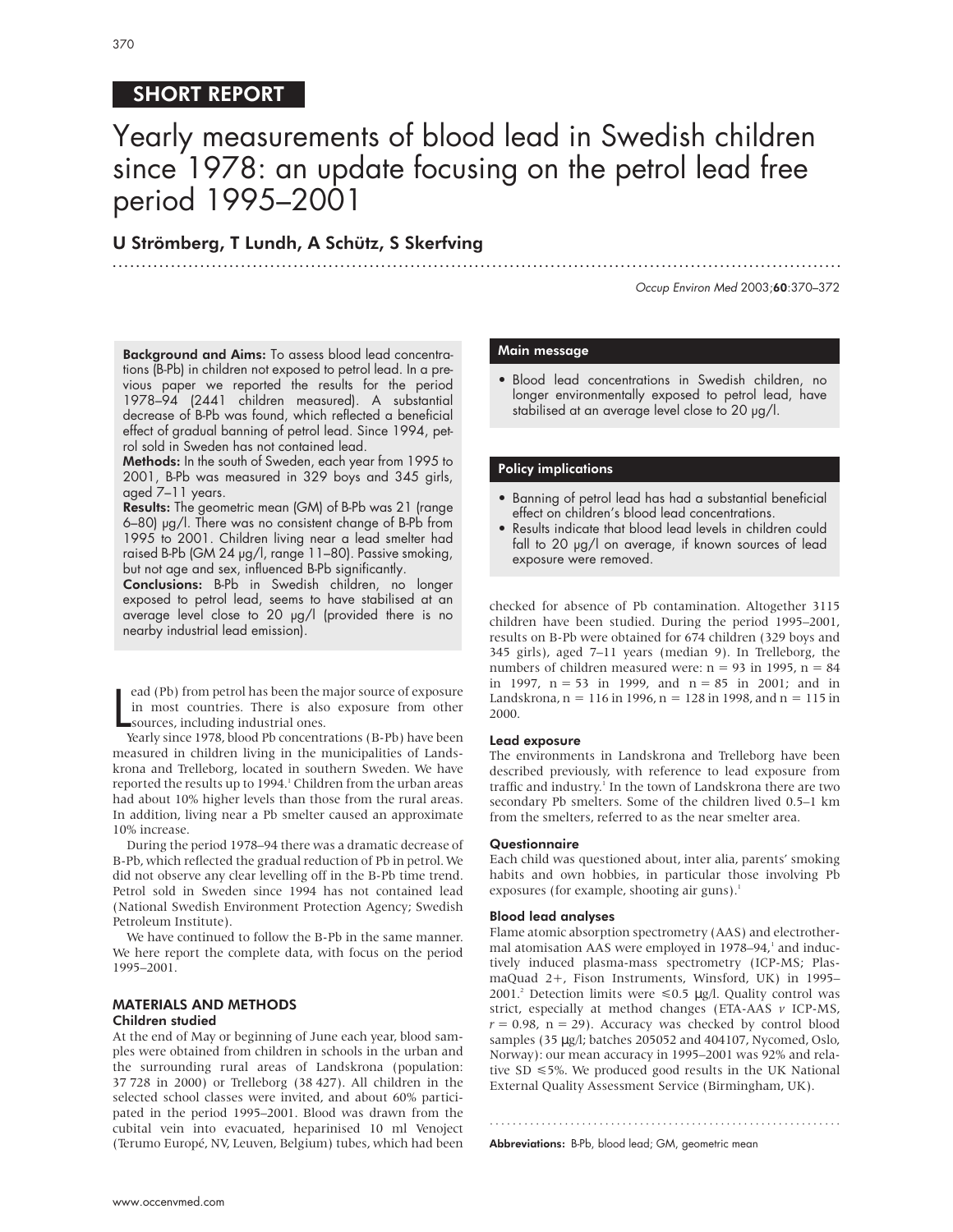SHORT REPORT

# Yearly measurements of blood lead in Swedish children since 1978: an update focusing on the petrol lead free period 1995–2001

**U Strömberg, T Lundh, A Schütz, S Skerfving**

**Background and Aims:** To assess blood lead concentrations (B-Pb) in children not exposed to petrol lead. In a previous paper we reported the results for the period 1978–94 (2441 children measured). A substantial decrease of B-Pb was found, which reflected a beneficial effect of gradual banning of petrol lead. Since 1994, petrol sold in Sweden has not contained lead.

**Methods:** In the south of Sweden, each year from 1995 to 2001, B-Pb was measured in 329 boys and 345 girls, aged 7–11 years.

**Results:** The geometric mean (GM) of B-Pb was 21 (range 6–80) µg/l. There was no consistent change of B-Pb from 1995 to 2001. Children living near a lead smelter had raised B-Pb (GM 24 µg/l, range 11–80). Passive smoking, but not age and sex, influenced B-Pb significantly.

**Conclusions:** B-Pb in Swedish children, no longer exposed to petrol lead, seems to have stabilised at an average level close to 20 µg/l (provided there is no nearby industrial lead emission).

### Main message

- Blood lead concentrations in Swedish children, no longer environmentally exposed to petrol lead, have stabilised at an average level close to 20 µg/l.

### Policy implications

- Banning of petrol lead has had a substantial beneficial effect on children's blood lead concentrations.
- Results indicate that blood lead levels in children could fall to 20 µg/l on average, if known sources of lead exposure were removed.

Lead (Pb) from petrol has been the major source of exposure in most countries. There is also exposure from other sources, including industrial ones.

Yearly since 1978, blood Pb concentrations (B-Pb) have been measured in children living in the municipalities of Landskrona and Trelleborg, located in southern Sweden. We have reported the results up to 1994.[1] Children from the urban areas had about 10% higher levels than those from the rural areas. In addition, living near a Pb smelter caused an approximate 10% increase.

During the period 1978–94 there was a dramatic decrease of B-Pb, which reflected the gradual reduction of Pb in petrol. We did not observe any clear levelling off in the B-Pb time trend. Petrol sold in Sweden since 1994 has not contained lead (National Swedish Environment Protection Agency; Swedish Petroleum Institute).

We have continued to follow the B-Pb in the same manner. We here report the complete data, with focus on the period 1995–2001.

## MATERIALS AND METHODS

### Children studied

At the end of May or beginning of June each year, blood samples were obtained from children in schools in the urban and the surrounding rural areas of Landskrona (population: 37 728 in 2000) or Trelleborg (38 427). All children in the selected school classes were invited, and about 60% participated in the period 1995–2001. Blood was drawn from the cubital vein into evacuated, heparinised 10 ml Venoject (Terumo Europé, NV, Leuven, Belgium) tubes, which had been checked for absence of Pb contamination. Altogether 3115 children have been studied. During the period 1995–2001, results on B-Pb were obtained for 674 children (329 boys and 345 girls), aged 7–11 years (median 9). In Trelleborg, the numbers of children measured were: n = 93 in 1995, n = 84 in 1997, n = 53 in 1999, and n = 85 in 2001; and in Landskrona, n = 116 in 1996, n = 128 in 1998, and n = 115 in 2000.

### Lead exposure

The environments in Landskrona and Trelleborg have been described previously, with reference to lead exposure from traffic and industry.[1] In the town of Landskrona there are two secondary Pb smelters. Some of the children lived 0.5–1 km from the smelters, referred to as the near smelter area.

### Questionnaire

Each child was questioned about, inter alia, parents' smoking habits and own hobbies, in particular those involving Pb exposures (for example, shooting air guns).[1]

### Blood lead analyses

Flame atomic absorption spectrometry (AAS) and electrothermal atomisation AAS were employed in 1978–94,[1] and inductively induced plasma-mass spectrometry (ICP-MS; PlasmaQuad 2+, Fison Instruments, Winsford, UK) in 1995–2001.[2] Detection limits were ≤0.5 µg/l. Quality control was strict, especially at method changes (ETA-AAS *v* ICP-MS, $r = 0.98$, n = 29). Accuracy was checked by control blood samples (35 µg/l; batches 205052 and 404107, Nycomed, Oslo, Norway): our mean accuracy in 1995–2001 was 92% and relative SD ≤5%. We produced good results in the UK National External Quality Assessment Service (Birmingham, UK).

**Abbreviations:** B-Pb, blood lead; GM, geometric mean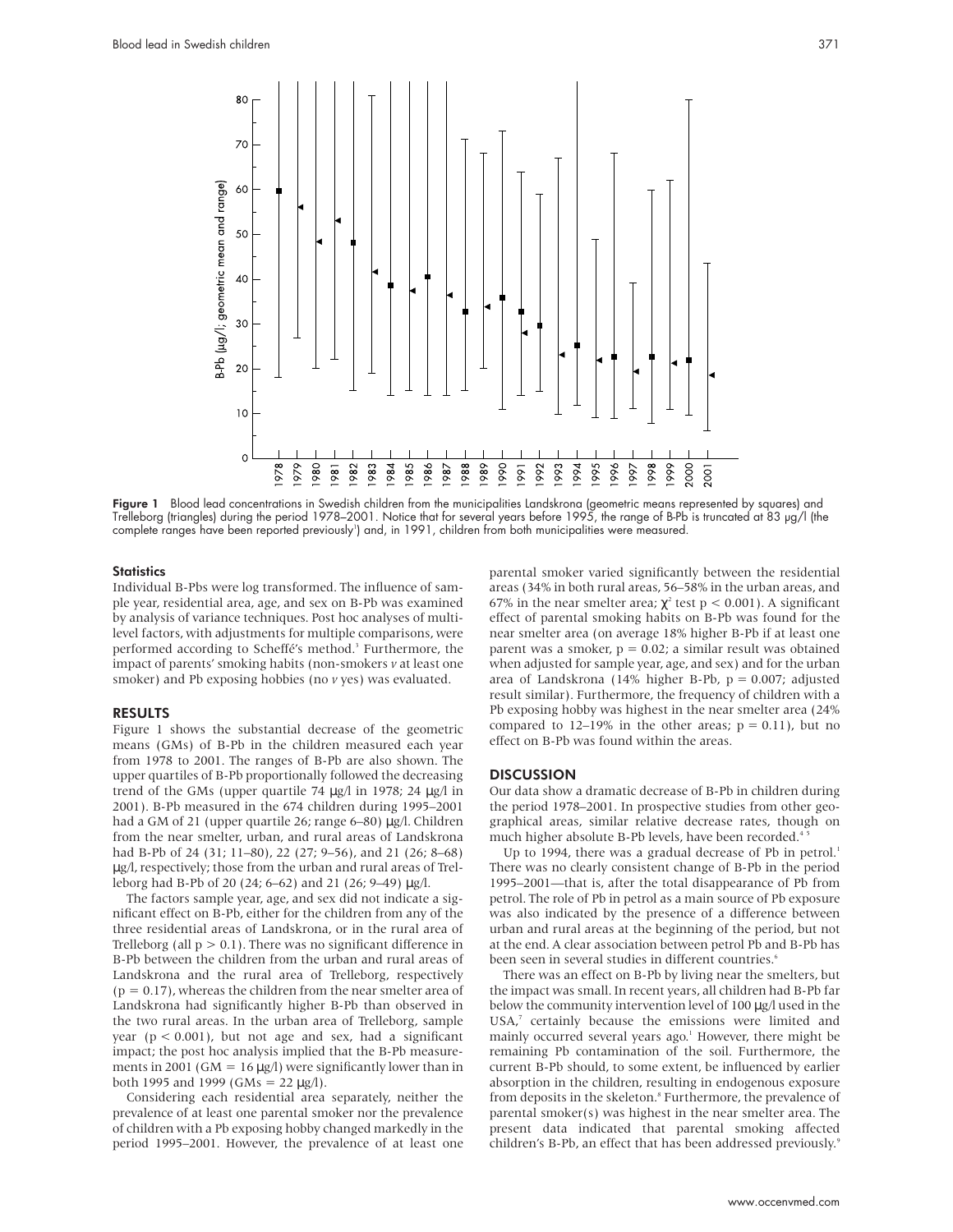Figure 1 Blood lead concentrations in Swedish children from the municipalities Landskrona (geometric means represented by squares) and Trelleborg (triangles) during the period 1978–2001. Notice that for several years before 1995, the range of B-Pb is truncated at 83 μg/l (the complete ranges have been reported previously[1]) and, in 1991, children from both municipalities were measured.

### Statistics

Individual B-Pbs were log transformed. The influence of sample year, residential area, age, and sex on B-Pb was examined by analysis of variance techniques. Post hoc analyses of multilevel factors, with adjustments for multiple comparisons, were performed according to Scheffé's method.[3] Furthermore, the impact of parents' smoking habits (non-smokers *v* at least one smoker) and Pb exposing hobbies (no *v* yes) was evaluated.

## RESULTS

Figure 1 shows the substantial decrease of the geometric means (GMs) of B-Pb in the children measured each year from 1978 to 2001. The ranges of B-Pb are also shown. The upper quartiles of B-Pb proportionally followed the decreasing trend of the GMs (upper quartile 74 μg/l in 1978; 24 μg/l in 2001). B-Pb measured in the 674 children during 1995–2001 had a GM of 21 (upper quartile 26; range 6–80) μg/l. Children from the near smelter, urban, and rural areas of Landskrona had B-Pb of 24 (31; 11–80), 22 (27; 9–56), and 21 (26; 8–68) μg/l, respectively; those from the urban and rural areas of Trelleborg had B-Pb of 20 (24; 6–62) and 21 (26; 9–49) μg/l.

The factors sample year, age, and sex did not indicate a significant effect on B-Pb, either for the children from any of the three residential areas of Landskrona, or in the rural area of Trelleborg (all $p > 0.1$). There was no significant difference in B-Pb between the children from the urban and rural areas of Landskrona and the rural area of Trelleborg, respectively ($p = 0.17$), whereas the children from the near smelter area of Landskrona had significantly higher B-Pb than observed in the two rural areas. In the urban area of Trelleborg, sample year ($p < 0.001$), but not age and sex, had a significant impact; the post hoc analysis implied that the B-Pb measurements in 2001 (GM = 16 μg/l) were significantly lower than in both 1995 and 1999 (GMs = 22 μg/l).

Considering each residential area separately, neither the prevalence of at least one parental smoker nor the prevalence of children with a Pb exposing hobby changed markedly in the period 1995–2001. However, the prevalence of at least one parental smoker varied significantly between the residential areas (34% in both rural areas, 56–58% in the urban areas, and 67% in the near smelter area; $\chi^2$ test $p < 0.001$). A significant effect of parental smoking habits on B-Pb was found for the near smelter area (on average 18% higher B-Pb if at least one parent was a smoker, $p = 0.02$; a similar result was obtained when adjusted for sample year, age, and sex) and for the urban area of Landskrona (14% higher B-Pb, $p = 0.007$; adjusted result similar). Furthermore, the frequency of children with a Pb exposing hobby was highest in the near smelter area (24% compared to 12–19% in the other areas; $p = 0.11$), but no effect on B-Pb was found within the areas.

## DISCUSSION

Our data show a dramatic decrease of B-Pb in children during the period 1978–2001. In prospective studies from other geographical areas, similar relative decrease rates, though on much higher absolute B-Pb levels, have been recorded.[4,5]

Up to 1994, there was a gradual decrease of Pb in petrol.[1] There was no clearly consistent change of B-Pb in the period 1995–2001—that is, after the total disappearance of Pb from petrol. The role of Pb in petrol as a main source of Pb exposure was also indicated by the presence of a difference between urban and rural areas at the beginning of the period, but not at the end. A clear association between petrol Pb and B-Pb has been seen in several studies in different countries.[6]

There was an effect on B-Pb by living near the smelters, but the impact was small. In recent years, all children had B-Pb far below the community intervention level of 100 μg/l used in the USA,[7] certainly because the emissions were limited and mainly occurred several years ago.[1] However, there might be remaining Pb contamination of the soil. Furthermore, the current B-Pb should, to some extent, be influenced by earlier absorption in the children, resulting in endogenous exposure from deposits in the skeleton.[8] Furthermore, the prevalence of parental smoker(s) was highest in the near smelter area. The present data indicated that parental smoking affected children's B-Pb, an effect that has been addressed previously.[9]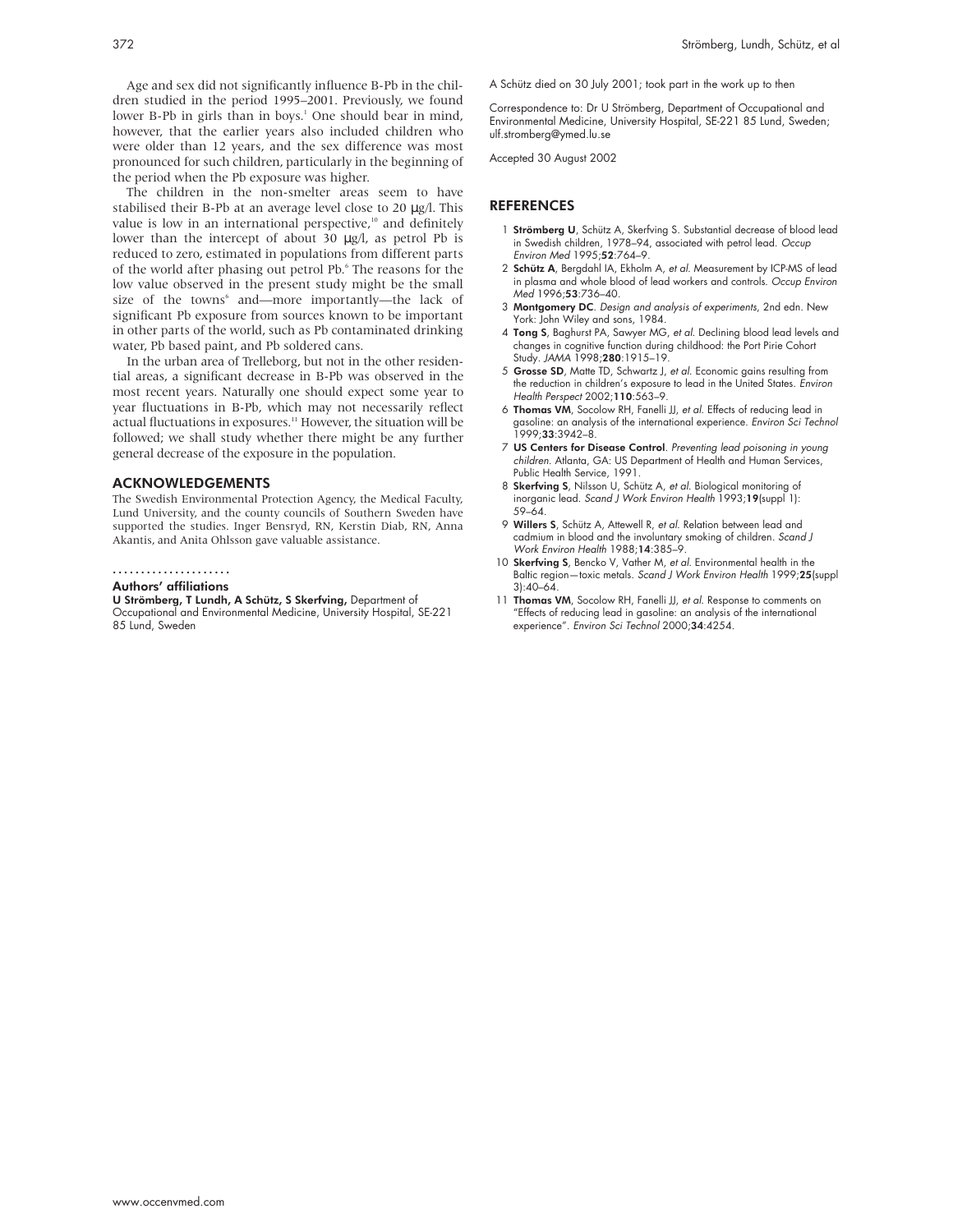Age and sex did not significantly influence B-Pb in the children studied in the period 1995–2001. Previously, we found lower B-Pb in girls than in boys.[1] One should bear in mind, however, that the earlier years also included children who were older than 12 years, and the sex difference was most pronounced for such children, particularly in the beginning of the period when the Pb exposure was higher.

The children in the non-smelter areas seem to have stabilised their B-Pb at an average level close to 20 μg/l. This value is low in an international perspective,[10] and definitely lower than the intercept of about 30 μg/l, as petrol Pb is reduced to zero, estimated in populations from different parts of the world after phasing out petrol Pb.[6] The reasons for the low value observed in the present study might be the small size of the towns[6] and—more importantly—the lack of significant Pb exposure from sources known to be important in other parts of the world, such as Pb contaminated drinking water, Pb based paint, and Pb soldered cans.

In the urban area of Trelleborg, but not in the other residential areas, a significant decrease in B-Pb was observed in the most recent years. Naturally one should expect some year to year fluctuations in B-Pb, which may not necessarily reflect actual fluctuations in exposures.[11] However, the situation will be followed; we shall study whether there might be any further general decrease of the exposure in the population.

## ACKNOWLEDGEMENTS

The Swedish Environmental Protection Agency, the Medical Faculty, Lund University, and the county councils of Southern Sweden have supported the studies. Inger Bensryd, RN, Kerstin Diab, RN, Anna Akantis, and Anita Ohlsson gave valuable assistance.

### Authors' affiliations

**U Strömberg, T Lundh, A Schütz, S Skerfving,** Department of Occupational and Environmental Medicine, University Hospital, SE-221 85 Lund, Sweden

A Schütz died on 30 July 2001; took part in the work up to then

Correspondence to: Dr U Strömberg, Department of Occupational and Environmental Medicine, University Hospital, SE-221 85 Lund, Sweden; ulf.stromberg@ymed.lu.se

Accepted 30 August 2002

## REFERENCES

1. **Strömberg U**, Schütz A, Skerfving S. Substantial decrease of blood lead in Swedish children, 1978–94, associated with petrol lead. *Occup Environ Med* 1995;**52**:764–9.
2. **Schütz A**, Bergdahl IA, Ekholm A, *et al*. Measurement by ICP-MS of lead in plasma and whole blood of lead workers and controls. *Occup Environ Med* 1996;**53**:736–40.
3. **Montgomery DC**. *Design and analysis of experiments*, 2nd edn. New York: John Wiley and sons, 1984.
4. **Tong S**, Baghurst PA, Sawyer MG, *et al*. Declining blood lead levels and changes in cognitive function during childhood: the Port Pirie Cohort Study. *JAMA* 1998;**280**:1915–19.
5. **Grosse SD**, Matte TD, Schwartz J, *et al*. Economic gains resulting from the reduction in children's exposure to lead in the United States. *Environ Health Perspect* 2002;**110**:563–9.
6. **Thomas VM**, Socolow RH, Fanelli JJ, *et al*. Effects of reducing lead in gasoline: an analysis of the international experience. *Environ Sci Technol* 1999;**33**:3942–8.
7. **US Centers for Disease Control**. *Preventing lead poisoning in young children*. Atlanta, GA: US Department of Health and Human Services, Public Health Service, 1991.
8. **Skerfving S**, Nilsson U, Schütz A, *et al*. Biological monitoring of inorganic lead. *Scand J Work Environ Health* 1993;**19**(suppl 1):59–64.
9. **Willers S**, Schütz A, Attewell R, *et al*. Relation between lead and cadmium in blood and the involuntary smoking of children. *Scand J Work Environ Health* 1988;**14**:385–9.
10. **Skerfving S**, Bencko V, Vather M, *et al*. Environmental health in the Baltic region—toxic metals. *Scand J Work Environ Health* 1999;**25**(suppl 3):40–64.
11. **Thomas VM**, Socolow RH, Fanelli JJ, *et al*. Response to comments on "Effects of reducing lead in gasoline: an analysis of the international experience". *Environ Sci Technol* 2000;**34**:4254.